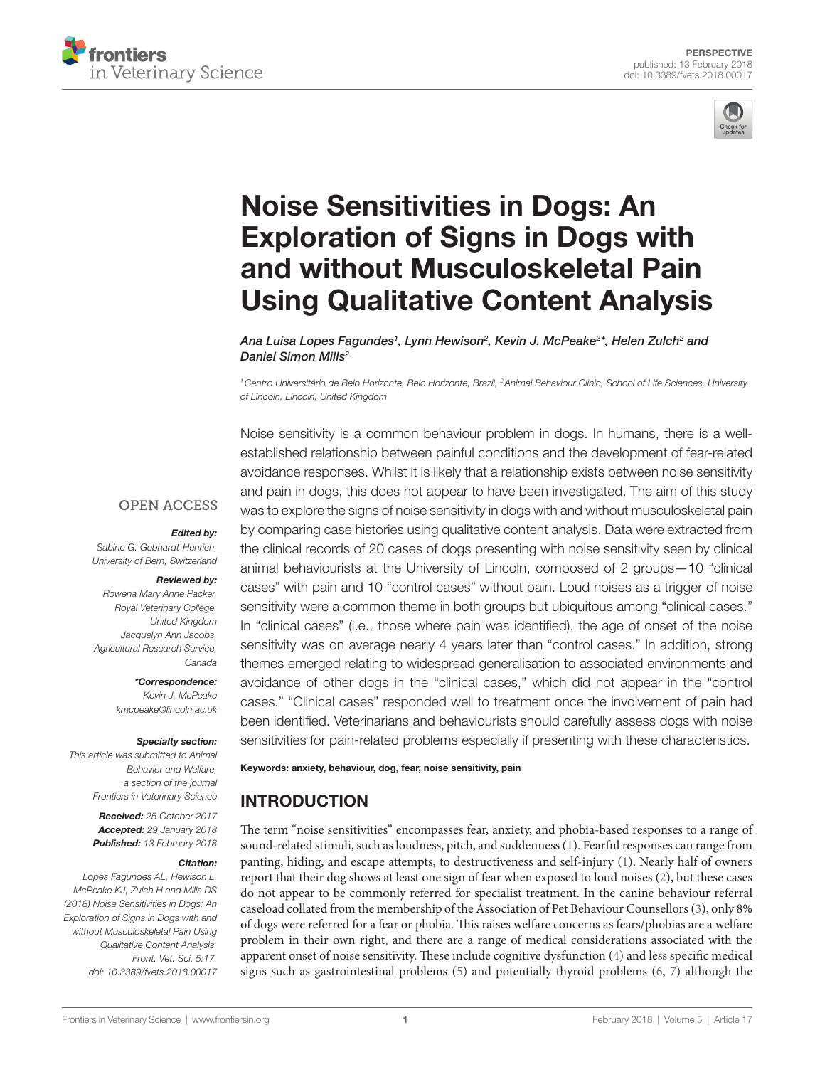PERSPECTIVE
published: 13 February 2018
doi: 10.3389/fvets.2018.00017

# Noise Sensitivities in Dogs: An Exploration of Signs in Dogs with and without Musculoskeletal Pain Using Qualitative Content Analysis

*Ana Luisa Lopes Fagundes[1], Lynn Hewison[2], Kevin J. McPeake[2]\*, Helen Zulch[2] and Daniel Simon Mills[2]*

[1] Centro Universitário de Belo Horizonte, Belo Horizonte, Brazil, [2] Animal Behaviour Clinic, School of Life Sciences, University of Lincoln, Lincoln, United Kingdom

Noise sensitivity is a common behaviour problem in dogs. In humans, there is a well-established relationship between painful conditions and the development of fear-related avoidance responses. Whilst it is likely that a relationship exists between noise sensitivity and pain in dogs, this does not appear to have been investigated. The aim of this study was to explore the signs of noise sensitivity in dogs with and without musculoskeletal pain by comparing case histories using qualitative content analysis. Data were extracted from the clinical records of 20 cases of dogs presenting with noise sensitivity seen by clinical animal behaviourists at the University of Lincoln, composed of 2 groups—10 "clinical cases" with pain and 10 "control cases" without pain. Loud noises as a trigger of noise sensitivity were a common theme in both groups but ubiquitous among "clinical cases." In "clinical cases" (i.e., those where pain was identified), the age of onset of the noise sensitivity was on average nearly 4 years later than "control cases." In addition, strong themes emerged relating to widespread generalisation to associated environments and avoidance of other dogs in the "clinical cases," which did not appear in the "control cases." "Clinical cases" responded well to treatment once the involvement of pain had been identified. Veterinarians and behaviourists should carefully assess dogs with noise sensitivities for pain-related problems especially if presenting with these characteristics.

**Keywords: anxiety, behaviour, dog, fear, noise sensitivity, pain**

OPEN ACCESS

***Edited by:***
Sabine G. Gebhardt-Henrich,
University of Bern, Switzerland

***Reviewed by:***
Rowena Mary Anne Packer,
Royal Veterinary College,
United Kingdom
Jacquelyn Ann Jacobs,
Agricultural Research Service,
Canada

***\*Correspondence:***
Kevin J. McPeake
kmcpeake@lincoln.ac.uk

***Specialty section:***
This article was submitted to Animal Behavior and Welfare,
a section of the journal
Frontiers in Veterinary Science

***Received:*** 25 October 2017
***Accepted:*** 29 January 2018
***Published:*** 13 February 2018

***Citation:***
Lopes Fagundes AL, Hewison L, McPeake KJ, Zulch H and Mills DS (2018) Noise Sensitivities in Dogs: An Exploration of Signs in Dogs with and without Musculoskeletal Pain Using Qualitative Content Analysis. Front. Vet. Sci. 5:17. doi: 10.3389/fvets.2018.00017

## INTRODUCTION

The term "noise sensitivities" encompasses fear, anxiety, and phobia-based responses to a range of sound-related stimuli, such as loudness, pitch, and suddenness (1). Fearful responses can range from panting, hiding, and escape attempts, to destructiveness and self-injury (1). Nearly half of owners report that their dog shows at least one sign of fear when exposed to loud noises (2), but these cases do not appear to be commonly referred for specialist treatment. In the canine behaviour referral caseload collated from the membership of the Association of Pet Behaviour Counsellors (3), only 8% of dogs were referred for a fear or phobia. This raises welfare concerns as fears/phobias are a welfare problem in their own right, and there are a range of medical considerations associated with the apparent onset of noise sensitivity. These include cognitive dysfunction (4) and less specific medical signs such as gastrointestinal problems (5) and potentially thyroid problems (6, 7) although the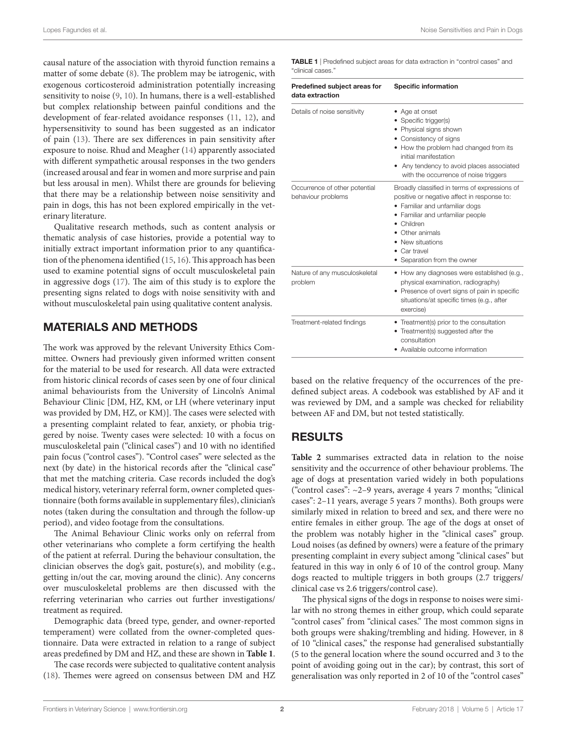causal nature of the association with thyroid function remains a matter of some debate (8). The problem may be iatrogenic, with exogenous corticosteroid administration potentially increasing sensitivity to noise (9, 10). In humans, there is a well-established but complex relationship between painful conditions and the development of fear-related avoidance responses (11, 12), and hypersensitivity to sound has been suggested as an indicator of pain (13). There are sex differences in pain sensitivity after exposure to noise. Rhud and Meagher (14) apparently associated with different sympathetic arousal responses in the two genders (increased arousal and fear in women and more surprise and pain but less arousal in men). Whilst there are grounds for believing that there may be a relationship between noise sensitivity and pain in dogs, this has not been explored empirically in the veterinary literature.

Qualitative research methods, such as content analysis or thematic analysis of case histories, provide a potential way to initially extract important information prior to any quantification of the phenomena identified (15, 16). This approach has been used to examine potential signs of occult musculoskeletal pain in aggressive dogs (17). The aim of this study is to explore the presenting signs related to dogs with noise sensitivity with and without musculoskeletal pain using qualitative content analysis.

## MATERIALS AND METHODS

The work was approved by the relevant University Ethics Committee. Owners had previously given informed written consent for the material to be used for research. All data were extracted from historic clinical records of cases seen by one of four clinical animal behaviourists from the University of Lincoln's Animal Behaviour Clinic [DM, HZ, KM, or LH (where veterinary input was provided by DM, HZ, or KM)]. The cases were selected with a presenting complaint related to fear, anxiety, or phobia triggered by noise. Twenty cases were selected: 10 with a focus on musculoskeletal pain ("clinical cases") and 10 with no identified pain focus ("control cases"). "Control cases" were selected as the next (by date) in the historical records after the "clinical case" that met the matching criteria. Case records included the dog's medical history, veterinary referral form, owner completed questionnaire (both forms available in supplementary files), clinician's notes (taken during the consultation and through the follow-up period), and video footage from the consultations.

The Animal Behaviour Clinic works only on referral from other veterinarians who complete a form certifying the health of the patient at referral. During the behaviour consultation, the clinician observes the dog's gait, posture(s), and mobility (e.g., getting in/out the car, moving around the clinic). Any concerns over musculoskeletal problems are then discussed with the referring veterinarian who carries out further investigations/treatment as required.

Demographic data (breed type, gender, and owner-reported temperament) were collated from the owner-completed questionnaire. Data were extracted in relation to a range of subject areas predefined by DM and HZ, and these are shown in **Table 1**.

The case records were subjected to qualitative content analysis (18). Themes were agreed on consensus between DM and HZ based on the relative frequency of the occurrences of the predefined subject areas. A codebook was established by AF and it was reviewed by DM, and a sample was checked for reliability between AF and DM, but not tested statistically.

**TABLE 1** | Predefined subject areas for data extraction in "control cases" and "clinical cases."

| Predefined subject areas for data extraction | Specific information |
|---|---|
| Details of noise sensitivity | • Age at onset<br>• Specific trigger(s)<br>• Physical signs shown<br>• Consistency of signs<br>• How the problem had changed from its initial manifestation<br>• Any tendency to avoid places associated with the occurrence of noise triggers |
| Occurrence of other potential behaviour problems | Broadly classified in terms of expressions of positive or negative affect in response to:<br>• Familiar and unfamiliar dogs<br>• Familiar and unfamiliar people<br>• Children<br>• Other animals<br>• New situations<br>• Car travel<br>• Separation from the owner |
| Nature of any musculoskeletal problem | • How any diagnoses were established (e.g., physical examination, radiography)<br>• Presence of overt signs of pain in specific situations/at specific times (e.g., after exercise) |
| Treatment-related findings | • Treatment(s) prior to the consultation<br>• Treatment(s) suggested after the consultation<br>• Available outcome information |

## RESULTS

**Table 2** summarises extracted data in relation to the noise sensitivity and the occurrence of other behaviour problems. The age of dogs at presentation varied widely in both populations ("control cases": ~2–9 years, average 4 years 7 months; "clinical cases": 2–11 years, average 5 years 7 months). Both groups were similarly mixed in relation to breed and sex, and there were no entire females in either group. The age of the dogs at onset of the problem was notably higher in the "clinical cases" group. Loud noises (as defined by owners) were a feature of the primary presenting complaint in every subject among "clinical cases" but featured in this way in only 6 of 10 of the control group. Many dogs reacted to multiple triggers in both groups (2.7 triggers/clinical case vs 2.6 triggers/control case).

The physical signs of the dogs in response to noises were similar with no strong themes in either group, which could separate "control cases" from "clinical cases." The most common signs in both groups were shaking/trembling and hiding. However, in 8 of 10 "clinical cases," the response had generalised substantially (5 to the general location where the sound occurred and 3 to the point of avoiding going out in the car); by contrast, this sort of generalisation was only reported in 2 of 10 of the "control cases"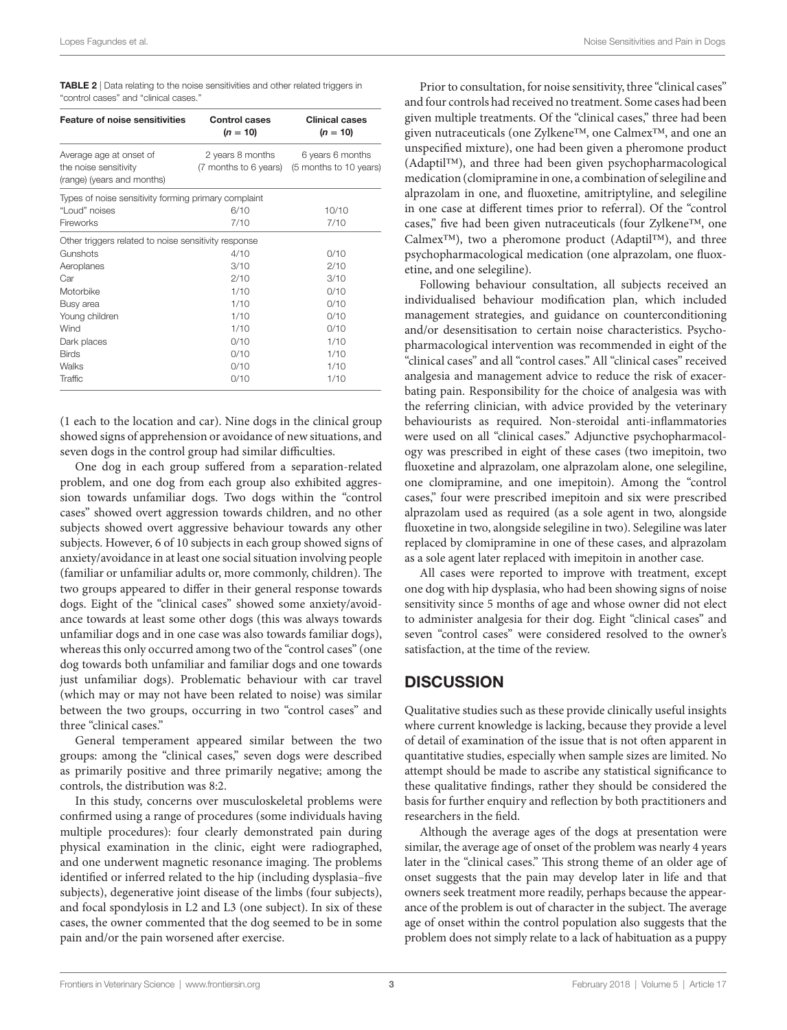**TABLE 2** | Data relating to the noise sensitivities and other related triggers in "control cases" and "clinical cases."

| Feature of noise sensitivities | Control cases ($n$ = 10) | Clinical cases ($n$ = 10) |
|---|---|---|
| Average age at onset of the noise sensitivity (range) (years and months) | 2 years 8 months (7 months to 6 years) | 6 years 6 months (5 months to 10 years) |
| Types of noise sensitivity forming primary complaint | | |
| "Loud" noises | 6/10 | 10/10 |
| Fireworks | 7/10 | 7/10 |
| Other triggers related to noise sensitivity response | | |
| Gunshots | 4/10 | 0/10 |
| Aeroplanes | 3/10 | 2/10 |
| Car | 2/10 | 3/10 |
| Motorbike | 1/10 | 0/10 |
| Busy area | 1/10 | 0/10 |
| Young children | 1/10 | 0/10 |
| Wind | 1/10 | 0/10 |
| Dark places | 0/10 | 1/10 |
| Birds | 0/10 | 1/10 |
| Walks | 0/10 | 1/10 |
| Traffic | 0/10 | 1/10 |

(1 each to the location and car). Nine dogs in the clinical group showed signs of apprehension or avoidance of new situations, and seven dogs in the control group had similar difficulties.

One dog in each group suffered from a separation-related problem, and one dog from each group also exhibited aggression towards unfamiliar dogs. Two dogs within the "control cases" showed overt aggression towards children, and no other subjects showed overt aggressive behaviour towards any other subjects. However, 6 of 10 subjects in each group showed signs of anxiety/avoidance in at least one social situation involving people (familiar or unfamiliar adults or, more commonly, children). The two groups appeared to differ in their general response towards dogs. Eight of the "clinical cases" showed some anxiety/avoidance towards at least some other dogs (this was always towards unfamiliar dogs and in one case was also towards familiar dogs), whereas this only occurred among two of the "control cases" (one dog towards both unfamiliar and familiar dogs and one towards just unfamiliar dogs). Problematic behaviour with car travel (which may or may not have been related to noise) was similar between the two groups, occurring in two "control cases" and three "clinical cases."

General temperament appeared similar between the two groups: among the "clinical cases," seven dogs were described as primarily positive and three primarily negative; among the controls, the distribution was 8:2.

In this study, concerns over musculoskeletal problems were confirmed using a range of procedures (some individuals having multiple procedures): four clearly demonstrated pain during physical examination in the clinic, eight were radiographed, and one underwent magnetic resonance imaging. The problems identified or inferred related to the hip (including dysplasia–five subjects), degenerative joint disease of the limbs (four subjects), and focal spondylosis in L2 and L3 (one subject). In six of these cases, the owner commented that the dog seemed to be in some pain and/or the pain worsened after exercise.

Prior to consultation, for noise sensitivity, three "clinical cases" and four controls had received no treatment. Some cases had been given multiple treatments. Of the "clinical cases," three had been given nutraceuticals (one Zylkene™, one Calmex™, and one an unspecified mixture), one had been given a pheromone product (Adaptil™), and three had been given psychopharmacological medication (clomipramine in one, a combination of selegiline and alprazolam in one, and fluoxetine, amitriptyline, and selegiline in one case at different times prior to referral). Of the "control cases," five had been given nutraceuticals (four Zylkene™, one Calmex™), two a pheromone product (Adaptil™), and three psychopharmacological medication (one alprazolam, one fluoxetine, and one selegiline).

Following behaviour consultation, all subjects received an individualised behaviour modification plan, which included management strategies, and guidance on counterconditioning and/or desensitisation to certain noise characteristics. Psychopharmacological intervention was recommended in eight of the "clinical cases" and all "control cases." All "clinical cases" received analgesia and management advice to reduce the risk of exacerbating pain. Responsibility for the choice of analgesia was with the referring clinician, with advice provided by the veterinary behaviourists as required. Non-steroidal anti-inflammatories were used on all "clinical cases." Adjunctive psychopharmacology was prescribed in eight of these cases (two imepitoin, two fluoxetine and alprazolam, one alprazolam alone, one selegiline, one clomipramine, and one imepitoin). Among the "control cases," four were prescribed imepitoin and six were prescribed alprazolam used as required (as a sole agent in two, alongside fluoxetine in two, alongside selegiline in two). Selegiline was later replaced by clomipramine in one of these cases, and alprazolam as a sole agent later replaced with imepitoin in another case.

All cases were reported to improve with treatment, except one dog with hip dysplasia, who had been showing signs of noise sensitivity since 5 months of age and whose owner did not elect to administer analgesia for their dog. Eight "clinical cases" and seven "control cases" were considered resolved to the owner's satisfaction, at the time of the review.

## DISCUSSION

Qualitative studies such as these provide clinically useful insights where current knowledge is lacking, because they provide a level of detail of examination of the issue that is not often apparent in quantitative studies, especially when sample sizes are limited. No attempt should be made to ascribe any statistical significance to these qualitative findings, rather they should be considered the basis for further enquiry and reflection by both practitioners and researchers in the field.

Although the average ages of the dogs at presentation were similar, the average age of onset of the problem was nearly 4 years later in the "clinical cases." This strong theme of an older age of onset suggests that the pain may develop later in life and that owners seek treatment more readily, perhaps because the appearance of the problem is out of character in the subject. The average age of onset within the control population also suggests that the problem does not simply relate to a lack of habituation as a puppy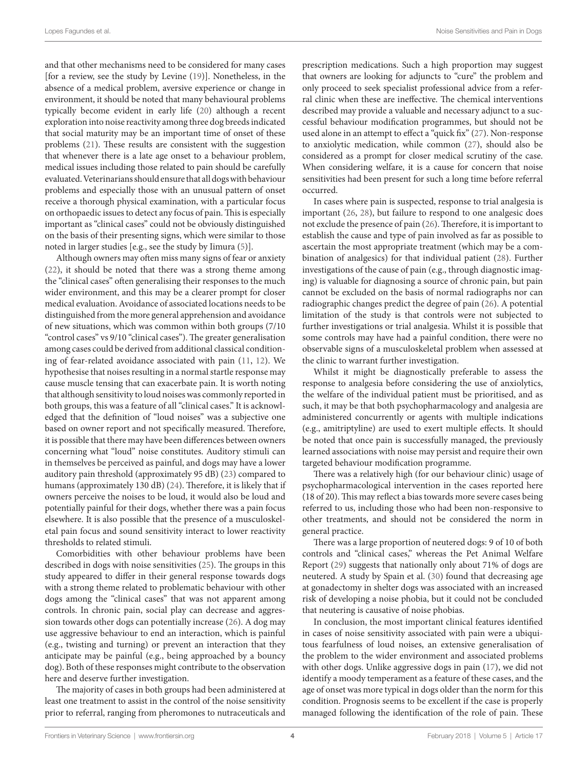and that other mechanisms need to be considered for many cases [for a review, see the study by Levine (19)]. Nonetheless, in the absence of a medical problem, aversive experience or change in environment, it should be noted that many behavioural problems typically become evident in early life (20) although a recent exploration into noise reactivity among three dog breeds indicated that social maturity may be an important time of onset of these problems (21). These results are consistent with the suggestion that whenever there is a late age onset to a behaviour problem, medical issues including those related to pain should be carefully evaluated. Veterinarians should ensure that all dogs with behaviour problems and especially those with an unusual pattern of onset receive a thorough physical examination, with a particular focus on orthopaedic issues to detect any focus of pain. This is especially important as "clinical cases" could not be obviously distinguished on the basis of their presenting signs, which were similar to those noted in larger studies [e.g., see the study by Iimura (5)].

Although owners may often miss many signs of fear or anxiety (22), it should be noted that there was a strong theme among the "clinical cases" often generalising their responses to the much wider environment, and this may be a clearer prompt for closer medical evaluation. Avoidance of associated locations needs to be distinguished from the more general apprehension and avoidance of new situations, which was common within both groups (7/10 "control cases" vs 9/10 "clinical cases"). The greater generalisation among cases could be derived from additional classical conditioning of fear-related avoidance associated with pain (11, 12). We hypothesise that noises resulting in a normal startle response may cause muscle tensing that can exacerbate pain. It is worth noting that although sensitivity to loud noises was commonly reported in both groups, this was a feature of all "clinical cases." It is acknowledged that the definition of "loud noises" was a subjective one based on owner report and not specifically measured. Therefore, it is possible that there may have been differences between owners concerning what "loud" noise constitutes. Auditory stimuli can in themselves be perceived as painful, and dogs may have a lower auditory pain threshold (approximately 95 dB) (23) compared to humans (approximately 130 dB) (24). Therefore, it is likely that if owners perceive the noises to be loud, it would also be loud and potentially painful for their dogs, whether there was a pain focus elsewhere. It is also possible that the presence of a musculoskeletal pain focus and sound sensitivity interact to lower reactivity thresholds to related stimuli.

Comorbidities with other behaviour problems have been described in dogs with noise sensitivities (25). The groups in this study appeared to differ in their general response towards dogs with a strong theme related to problematic behaviour with other dogs among the "clinical cases" that was not apparent among controls. In chronic pain, social play can decrease and aggression towards other dogs can potentially increase (26). A dog may use aggressive behaviour to end an interaction, which is painful (e.g., twisting and turning) or prevent an interaction that they anticipate may be painful (e.g., being approached by a bouncy dog). Both of these responses might contribute to the observation here and deserve further investigation.

The majority of cases in both groups had been administered at least one treatment to assist in the control of the noise sensitivity prior to referral, ranging from pheromones to nutraceuticals and prescription medications. Such a high proportion may suggest that owners are looking for adjuncts to "cure" the problem and only proceed to seek specialist professional advice from a referral clinic when these are ineffective. The chemical interventions described may provide a valuable and necessary adjunct to a successful behaviour modification programmes, but should not be used alone in an attempt to effect a "quick fix" (27). Non-response to anxiolytic medication, while common (27), should also be considered as a prompt for closer medical scrutiny of the case. When considering welfare, it is a cause for concern that noise sensitivities had been present for such a long time before referral occurred.

In cases where pain is suspected, response to trial analgesia is important (26, 28), but failure to respond to one analgesic does not exclude the presence of pain (26). Therefore, it is important to establish the cause and type of pain involved as far as possible to ascertain the most appropriate treatment (which may be a combination of analgesics) for that individual patient (28). Further investigations of the cause of pain (e.g., through diagnostic imaging) is valuable for diagnosing a source of chronic pain, but pain cannot be excluded on the basis of normal radiographs nor can radiographic changes predict the degree of pain (26). A potential limitation of the study is that controls were not subjected to further investigations or trial analgesia. Whilst it is possible that some controls may have had a painful condition, there were no observable signs of a musculoskeletal problem when assessed at the clinic to warrant further investigation.

Whilst it might be diagnostically preferable to assess the response to analgesia before considering the use of anxiolytics, the welfare of the individual patient must be prioritised, and as such, it may be that both psychopharmacology and analgesia are administered concurrently or agents with multiple indications (e.g., amitriptyline) are used to exert multiple effects. It should be noted that once pain is successfully managed, the previously learned associations with noise may persist and require their own targeted behaviour modification programme.

There was a relatively high (for our behaviour clinic) usage of psychopharmacological intervention in the cases reported here (18 of 20). This may reflect a bias towards more severe cases being referred to us, including those who had been non-responsive to other treatments, and should not be considered the norm in general practice.

There was a large proportion of neutered dogs: 9 of 10 of both controls and "clinical cases," whereas the Pet Animal Welfare Report (29) suggests that nationally only about 71% of dogs are neutered. A study by Spain et al. (30) found that decreasing age at gonadectomy in shelter dogs was associated with an increased risk of developing a noise phobia, but it could not be concluded that neutering is causative of noise phobias.

In conclusion, the most important clinical features identified in cases of noise sensitivity associated with pain were a ubiquitous fearfulness of loud noises, an extensive generalisation of the problem to the wider environment and associated problems with other dogs. Unlike aggressive dogs in pain (17), we did not identify a moody temperament as a feature of these cases, and the age of onset was more typical in dogs older than the norm for this condition. Prognosis seems to be excellent if the case is properly managed following the identification of the role of pain. These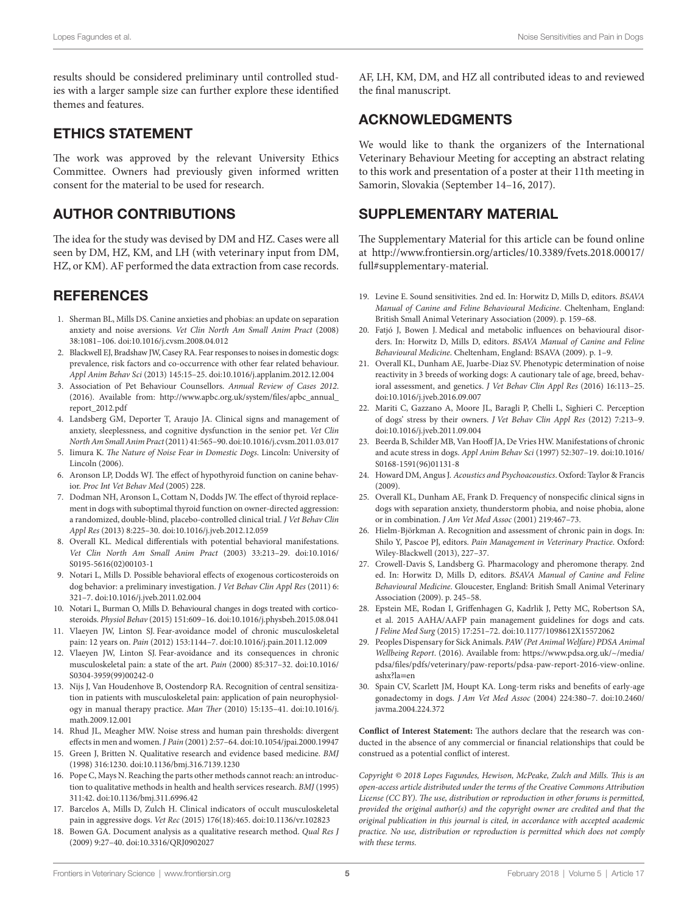results should be considered preliminary until controlled studies with a larger sample size can further explore these identified themes and features.

## ETHICS STATEMENT

The work was approved by the relevant University Ethics Committee. Owners had previously given informed written consent for the material to be used for research.

## AUTHOR CONTRIBUTIONS

The idea for the study was devised by DM and HZ. Cases were all seen by DM, HZ, KM, and LH (with veterinary input from DM, HZ, or KM). AF performed the data extraction from case records. AF, LH, KM, DM, and HZ all contributed ideas to and reviewed the final manuscript.

## ACKNOWLEDGMENTS

We would like to thank the organizers of the International Veterinary Behaviour Meeting for accepting an abstract relating to this work and presentation of a poster at their 11th meeting in Samorin, Slovakia (September 14–16, 2017).

## SUPPLEMENTARY MATERIAL

The Supplementary Material for this article can be found online at http://www.frontiersin.org/articles/10.3389/fvets.2018.00017/full#supplementary-material.

## REFERENCES

1. Sherman BL, Mills DS. Canine anxieties and phobias: an update on separation anxiety and noise aversions. *Vet Clin North Am Small Anim Pract* (2008) 38:1081–106. doi:10.1016/j.cvsm.2008.04.012
2. Blackwell EJ, Bradshaw JW, Casey RA. Fear responses to noises in domestic dogs: prevalence, risk factors and co-occurrence with other fear related behaviour. *Appl Anim Behav Sci* (2013) 145:15–25. doi:10.1016/j.applanim.2012.12.004
3. Association of Pet Behaviour Counsellors. *Annual Review of Cases 2012*. (2016). Available from: http://www.apbc.org.uk/system/files/apbc_annual_report_2012.pdf
4. Landsberg GM, Deporter T, Araujo JA. Clinical signs and management of anxiety, sleeplessness, and cognitive dysfunction in the senior pet. *Vet Clin North Am Small Anim Pract* (2011) 41:565–90. doi:10.1016/j.cvsm.2011.03.017
5. Iimura K. *The Nature of Noise Fear in Domestic Dogs*. Lincoln: University of Lincoln (2006).
6. Aronson LP, Dodds WJ. The effect of hypothyroid function on canine behavior. *Proc Int Vet Behav Med* (2005) 228.
7. Dodman NH, Aronson L, Cottam N, Dodds JW. The effect of thyroid replacement in dogs with suboptimal thyroid function on owner-directed aggression: a randomized, double-blind, placebo-controlled clinical trial. *J Vet Behav Clin Appl Res* (2013) 8:225–30. doi:10.1016/j.jveb.2012.12.059
8. Overall KL. Medical differentials with potential behavioral manifestations. *Vet Clin North Am Small Anim Pract* (2003) 33:213–29. doi:10.1016/S0195-5616(02)00103-1
9. Notari L, Mills D. Possible behavioral effects of exogenous corticosteroids on dog behavior: a preliminary investigation. *J Vet Behav Clin Appl Res* (2011) 6:321–7. doi:10.1016/j.jveb.2011.02.004
10. Notari L, Burman O, Mills D. Behavioural changes in dogs treated with corticosteroids. *Physiol Behav* (2015) 151:609–16. doi:10.1016/j.physbeh.2015.08.041
11. Vlaeyen JW, Linton SJ. Fear-avoidance model of chronic musculoskeletal pain: 12 years on. *Pain* (2012) 153:1144–7. doi:10.1016/j.pain.2011.12.009
12. Vlaeyen JW, Linton SJ. Fear-avoidance and its consequences in chronic musculoskeletal pain: a state of the art. *Pain* (2000) 85:317–32. doi:10.1016/S0304-3959(99)00242-0
13. Nijs J, Van Houdenhove B, Oostendorp RA. Recognition of central sensitization in patients with musculoskeletal pain: application of pain neurophysiology in manual therapy practice. *Man Ther* (2010) 15:135–41. doi:10.1016/j.math.2009.12.001
14. Rhud JL, Meagher MW. Noise stress and human pain thresholds: divergent effects in men and women. *J Pain* (2001) 2:57–64. doi:10.1054/jpai.2000.19947
15. Green J, Britten N. Qualitative research and evidence based medicine. *BMJ* (1998) 316:1230. doi:10.1136/bmj.316.7139.1230
16. Pope C, Mays N. Reaching the parts other methods cannot reach: an introduction to qualitative methods in health and health services research. *BMJ* (1995) 311:42. doi:10.1136/bmj.311.6996.42
17. Barcelos A, Mills D, Zulch H. Clinical indicators of occult musculoskeletal pain in aggressive dogs. *Vet Rec* (2015) 176(18):465. doi:10.1136/vr.102823
18. Bowen GA. Document analysis as a qualitative research method. *Qual Res J* (2009) 9:27–40. doi:10.3316/QRJ0902027
19. Levine E. Sound sensitivities. 2nd ed. In: Horwitz D, Mills D, editors. *BSAVA Manual of Canine and Feline Behavioural Medicine*. Cheltenham, England: British Small Animal Veterinary Association (2009). p. 159–68.
20. Fatjó J, Bowen J. Medical and metabolic influences on behavioural disorders. In: Horwitz D, Mills D, editors. *BSAVA Manual of Canine and Feline Behavioural Medicine*. Cheltenham, England: BSAVA (2009). p. 1–9.
21. Overall KL, Dunham AE, Juarbe-Diaz SV. Phenotypic determination of noise reactivity in 3 breeds of working dogs: A cautionary tale of age, breed, behavioral assessment, and genetics. *J Vet Behav Clin Appl Res* (2016) 16:113–25. doi:10.1016/j.jveb.2016.09.007
22. Mariti C, Gazzano A, Moore JL, Baragli P, Chelli L, Sighieri C. Perception of dogs' stress by their owners. *J Vet Behav Clin Appl Res* (2012) 7:213–9. doi:10.1016/j.jveb.2011.09.004
23. Beerda B, Schilder MB, Van Hooff JA, De Vries HW. Manifestations of chronic and acute stress in dogs. *Appl Anim Behav Sci* (1997) 52:307–19. doi:10.1016/S0168-1591(96)01131-8
24. Howard DM, Angus J. *Acoustics and Psychoacoustics*. Oxford: Taylor & Francis (2009).
25. Overall KL, Dunham AE, Frank D. Frequency of nonspecific clinical signs in dogs with separation anxiety, thunderstorm phobia, and noise phobia, alone or in combination. *J Am Vet Med Assoc* (2001) 219:467–73.
26. Hielm-Björkman A. Recognition and assessment of chronic pain in dogs. In: Shilo Y, Pascoe PJ, editors. *Pain Management in Veterinary Practice*. Oxford: Wiley-Blackwell (2013), 227–37.
27. Crowell-Davis S, Landsberg G. Pharmacology and pheromone therapy. 2nd ed. In: Horwitz D, Mills D, editors. *BSAVA Manual of Canine and Feline Behavioural Medicine*. Gloucester, England: British Small Animal Veterinary Association (2009). p. 245–58.
28. Epstein ME, Rodan I, Griffenhagen G, Kadrlik J, Petty MC, Robertson SA, et al. 2015 AAHA/AAFP pain management guidelines for dogs and cats. *J Feline Med Surg* (2015) 17:251–72. doi:10.1177/1098612X15572062
29. Peoples Dispensary for Sick Animals. *PAW (Pet Animal Welfare) PDSA Animal Wellbeing Report*. (2016). Available from: https://www.pdsa.org.uk/~/media/pdsa/files/pdfs/veterinary/paw-reports/pdsa-paw-report-2016-view-online.ashx?la=en
30. Spain CV, Scarlett JM, Houpt KA. Long-term risks and benefits of early-age gonadectomy in dogs. *J Am Vet Med Assoc* (2004) 224:380–7. doi:10.2460/javma.2004.224.372

**Conflict of Interest Statement:** The authors declare that the research was conducted in the absence of any commercial or financial relationships that could be construed as a potential conflict of interest.

*Copyright © 2018 Lopes Fagundes, Hewison, McPeake, Zulch and Mills. This is an open-access article distributed under the terms of the Creative Commons Attribution License (CC BY). The use, distribution or reproduction in other forums is permitted, provided the original author(s) and the copyright owner are credited and that the original publication in this journal is cited, in accordance with accepted academic practice. No use, distribution or reproduction is permitted which does not comply with these terms.*